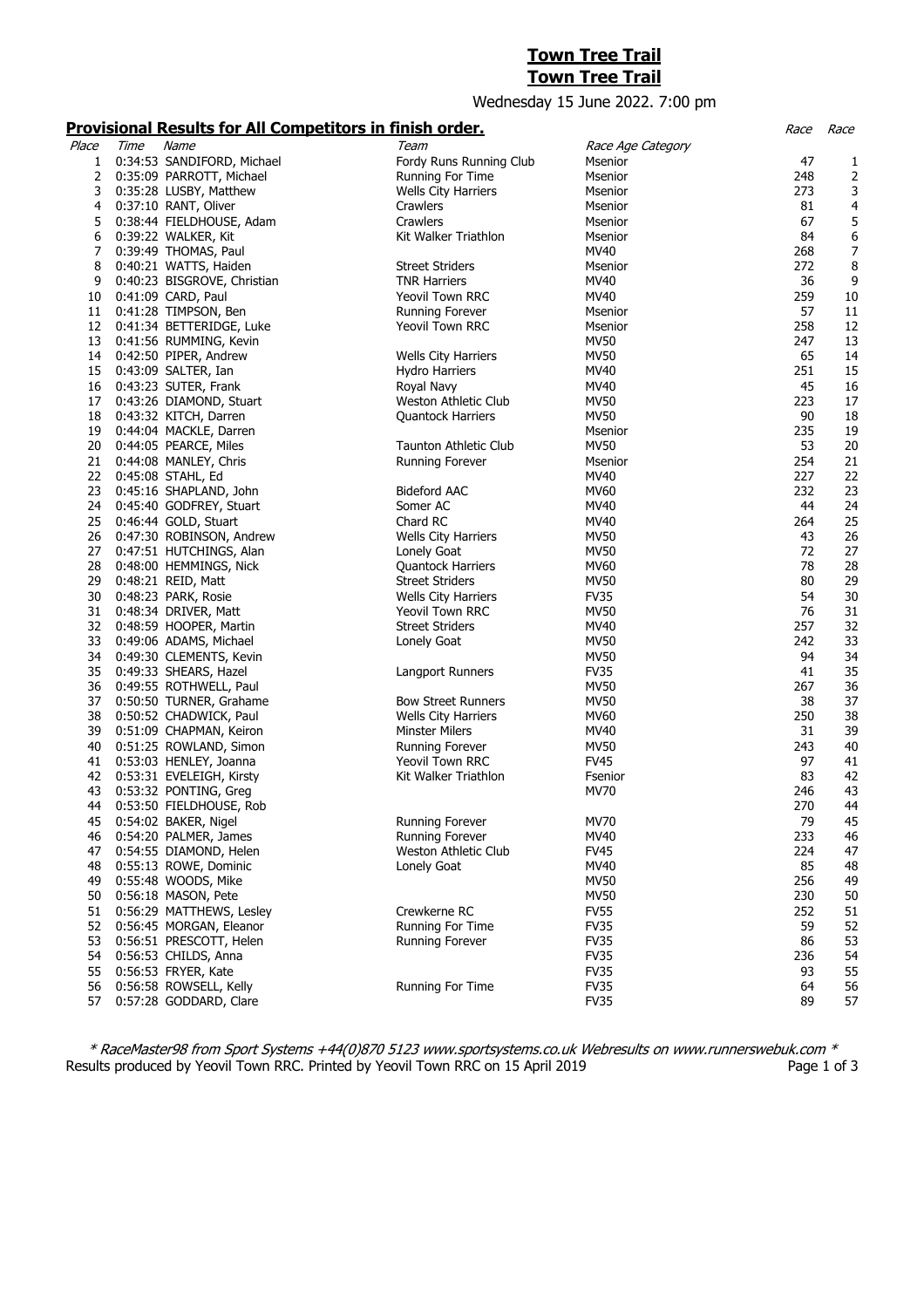# Town Tree Trail

# Town Tree Trail

Wednesday 15 June 2022. 7:00 pm

## Provisional Results for All Competitors in finish order.

| Place | Time | Name | Team | Race Age Category | Race | Race |
|---|---|---|---|---|---|---|
| 1 | 0:34:53 | SANDIFORD, Michael | Fordy Runs Running Club | Msenior | 47 | 1 |
| 2 | 0:35:09 | PARROTT, Michael | Running For Time | Msenior | 248 | 2 |
| 3 | 0:35:28 | LUSBY, Matthew | Wells City Harriers | Msenior | 273 | 3 |
| 4 | 0:37:10 | RANT, Oliver | Crawlers | Msenior | 81 | 4 |
| 5 | 0:38:44 | FIELDHOUSE, Adam | Crawlers | Msenior | 67 | 5 |
| 6 | 0:39:22 | WALKER, Kit | Kit Walker Triathlon | Msenior | 84 | 6 |
| 7 | 0:39:49 | THOMAS, Paul | | MV40 | 268 | 7 |
| 8 | 0:40:21 | WATTS, Haiden | Street Striders | Msenior | 272 | 8 |
| 9 | 0:40:23 | BISGROVE, Christian | TNR Harriers | MV40 | 36 | 9 |
| 10 | 0:41:09 | CARD, Paul | Yeovil Town RRC | MV40 | 259 | 10 |
| 11 | 0:41:28 | TIMPSON, Ben | Running Forever | Msenior | 57 | 11 |
| 12 | 0:41:34 | BETTERIDGE, Luke | Yeovil Town RRC | Msenior | 258 | 12 |
| 13 | 0:41:56 | RUMMING, Kevin | | MV50 | 247 | 13 |
| 14 | 0:42:50 | PIPER, Andrew | Wells City Harriers | MV50 | 65 | 14 |
| 15 | 0:43:09 | SALTER, Ian | Hydro Harriers | MV40 | 251 | 15 |
| 16 | 0:43:23 | SUTER, Frank | Royal Navy | MV40 | 45 | 16 |
| 17 | 0:43:26 | DIAMOND, Stuart | Weston Athletic Club | MV50 | 223 | 17 |
| 18 | 0:43:32 | KITCH, Darren | Quantock Harriers | MV50 | 90 | 18 |
| 19 | 0:44:04 | MACKLE, Darren | | Msenior | 235 | 19 |
| 20 | 0:44:05 | PEARCE, Miles | Taunton Athletic Club | MV50 | 53 | 20 |
| 21 | 0:44:08 | MANLEY, Chris | Running Forever | Msenior | 254 | 21 |
| 22 | 0:45:08 | STAHL, Ed | | MV40 | 227 | 22 |
| 23 | 0:45:16 | SHAPLAND, John | Bideford AAC | MV60 | 232 | 23 |
| 24 | 0:45:40 | GODFREY, Stuart | Somer AC | MV40 | 44 | 24 |
| 25 | 0:46:44 | GOLD, Stuart | Chard RC | MV40 | 264 | 25 |
| 26 | 0:47:30 | ROBINSON, Andrew | Wells City Harriers | MV50 | 43 | 26 |
| 27 | 0:47:51 | HUTCHINGS, Alan | Lonely Goat | MV50 | 72 | 27 |
| 28 | 0:48:00 | HEMMINGS, Nick | Quantock Harriers | MV60 | 78 | 28 |
| 29 | 0:48:21 | REID, Matt | Street Striders | MV50 | 80 | 29 |
| 30 | 0:48:23 | PARK, Rosie | Wells City Harriers | FV35 | 54 | 30 |
| 31 | 0:48:34 | DRIVER, Matt | Yeovil Town RRC | MV50 | 76 | 31 |
| 32 | 0:48:59 | HOOPER, Martin | Street Striders | MV40 | 257 | 32 |
| 33 | 0:49:06 | ADAMS, Michael | Lonely Goat | MV50 | 242 | 33 |
| 34 | 0:49:30 | CLEMENTS, Kevin | | MV50 | 94 | 34 |
| 35 | 0:49:33 | SHEARS, Hazel | Langport Runners | FV35 | 41 | 35 |
| 36 | 0:49:55 | ROTHWELL, Paul | | MV50 | 267 | 36 |
| 37 | 0:50:50 | TURNER, Grahame | Bow Street Runners | MV50 | 38 | 37 |
| 38 | 0:50:52 | CHADWICK, Paul | Wells City Harriers | MV60 | 250 | 38 |
| 39 | 0:51:09 | CHAPMAN, Keiron | Minster Milers | MV40 | 31 | 39 |
| 40 | 0:51:25 | ROWLAND, Simon | Running Forever | MV50 | 243 | 40 |
| 41 | 0:53:03 | HENLEY, Joanna | Yeovil Town RRC | FV45 | 97 | 41 |
| 42 | 0:53:31 | EVELEIGH, Kirsty | Kit Walker Triathlon | Fsenior | 83 | 42 |
| 43 | 0:53:32 | PONTING, Greg | | MV70 | 246 | 43 |
| 44 | 0:53:50 | FIELDHOUSE, Rob | | | 270 | 44 |
| 45 | 0:54:02 | BAKER, Nigel | Running Forever | MV70 | 79 | 45 |
| 46 | 0:54:20 | PALMER, James | Running Forever | MV40 | 233 | 46 |
| 47 | 0:54:55 | DIAMOND, Helen | Weston Athletic Club | FV45 | 224 | 47 |
| 48 | 0:55:13 | ROWE, Dominic | Lonely Goat | MV40 | 85 | 48 |
| 49 | 0:55:48 | WOODS, Mike | | MV50 | 256 | 49 |
| 50 | 0:56:18 | MASON, Pete | | MV50 | 230 | 50 |
| 51 | 0:56:29 | MATTHEWS, Lesley | Crewkerne RC | FV55 | 252 | 51 |
| 52 | 0:56:45 | MORGAN, Eleanor | Running For Time | FV35 | 59 | 52 |
| 53 | 0:56:51 | PRESCOTT, Helen | Running Forever | FV35 | 86 | 53 |
| 54 | 0:56:53 | CHILDS, Anna | | FV35 | 236 | 54 |
| 55 | 0:56:53 | FRYER, Kate | | FV35 | 93 | 55 |
| 56 | 0:56:58 | ROWSELL, Kelly | Running For Time | FV35 | 64 | 56 |
| 57 | 0:57:28 | GODDARD, Clare | | FV35 | 89 | 57 |

*\* RaceMaster98 from Sport Systems +44(0)870 5123 www.sportsystems.co.uk Webresults on www.runnerswebuk.com \**

Results produced by Yeovil Town RRC. Printed by Yeovil Town RRC on 15 April 2019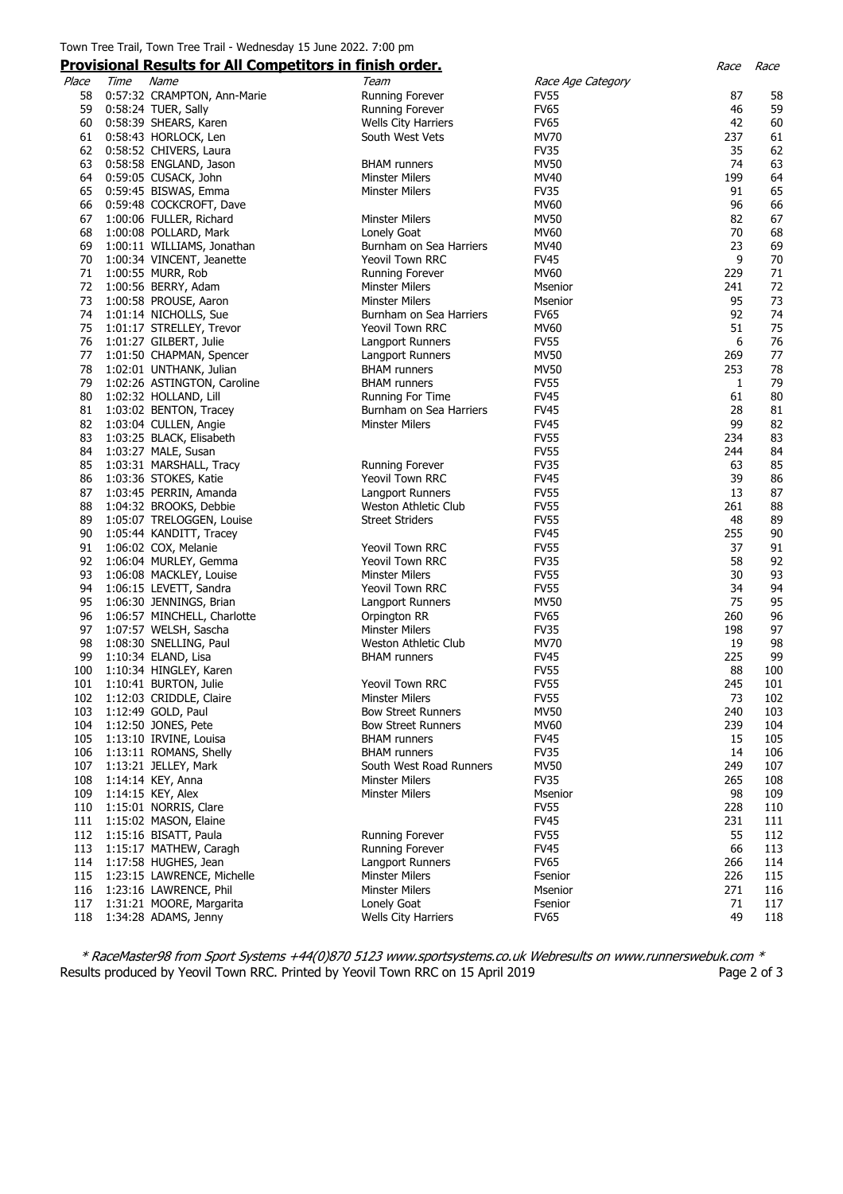Town Tree Trail, Town Tree Trail - Wednesday 15 June 2022. 7:00 pm

## Provisional Results for All Competitors in finish order.

| Place | Time | Name | Team | Race Age Category | Race | Race |
|---|---|---|---|---|---|---|
| 58 | 0:57:32 | CRAMPTON, Ann-Marie | Running Forever | FV55 | 87 | 58 |
| 59 | 0:58:24 | TUER, Sally | Running Forever | FV65 | 46 | 59 |
| 60 | 0:58:39 | SHEARS, Karen | Wells City Harriers | FV65 | 42 | 60 |
| 61 | 0:58:43 | HORLOCK, Len | South West Vets | MV70 | 237 | 61 |
| 62 | 0:58:52 | CHIVERS, Laura | | FV35 | 35 | 62 |
| 63 | 0:58:58 | ENGLAND, Jason | BHAM runners | MV50 | 74 | 63 |
| 64 | 0:59:05 | CUSACK, John | Minster Milers | MV40 | 199 | 64 |
| 65 | 0:59:45 | BISWAS, Emma | Minster Milers | FV35 | 91 | 65 |
| 66 | 0:59:48 | COCKCROFT, Dave | | MV60 | 96 | 66 |
| 67 | 1:00:06 | FULLER, Richard | Minster Milers | MV50 | 82 | 67 |
| 68 | 1:00:08 | POLLARD, Mark | Lonely Goat | MV60 | 70 | 68 |
| 69 | 1:00:11 | WILLIAMS, Jonathan | Burnham on Sea Harriers | MV40 | 23 | 69 |
| 70 | 1:00:34 | VINCENT, Jeanette | Yeovil Town RRC | FV45 | 9 | 70 |
| 71 | 1:00:55 | MURR, Rob | Running Forever | MV60 | 229 | 71 |
| 72 | 1:00:56 | BERRY, Adam | Minster Milers | Msenior | 241 | 72 |
| 73 | 1:00:58 | PROUSE, Aaron | Minster Milers | Msenior | 95 | 73 |
| 74 | 1:01:14 | NICHOLLS, Sue | Burnham on Sea Harriers | FV65 | 92 | 74 |
| 75 | 1:01:17 | STRELLEY, Trevor | Yeovil Town RRC | MV60 | 51 | 75 |
| 76 | 1:01:27 | GILBERT, Julie | Langport Runners | FV55 | 6 | 76 |
| 77 | 1:01:50 | CHAPMAN, Spencer | Langport Runners | MV50 | 269 | 77 |
| 78 | 1:02:01 | UNTHANK, Julian | BHAM runners | MV50 | 253 | 78 |
| 79 | 1:02:26 | ASTINGTON, Caroline | BHAM runners | FV55 | 1 | 79 |
| 80 | 1:02:32 | HOLLAND, Lill | Running For Time | FV45 | 61 | 80 |
| 81 | 1:03:02 | BENTON, Tracey | Burnham on Sea Harriers | FV45 | 28 | 81 |
| 82 | 1:03:04 | CULLEN, Angie | Minster Milers | FV45 | 99 | 82 |
| 83 | 1:03:25 | BLACK, Elisabeth | | FV55 | 234 | 83 |
| 84 | 1:03:27 | MALE, Susan | | FV55 | 244 | 84 |
| 85 | 1:03:31 | MARSHALL, Tracy | Running Forever | FV35 | 63 | 85 |
| 86 | 1:03:36 | STOKES, Katie | Yeovil Town RRC | FV45 | 39 | 86 |
| 87 | 1:03:45 | PERRIN, Amanda | Langport Runners | FV55 | 13 | 87 |
| 88 | 1:04:32 | BROOKS, Debbie | Weston Athletic Club | FV55 | 261 | 88 |
| 89 | 1:05:07 | TRELOGGEN, Louise | Street Striders | FV55 | 48 | 89 |
| 90 | 1:05:44 | KANDITT, Tracey | | FV45 | 255 | 90 |
| 91 | 1:06:02 | COX, Melanie | Yeovil Town RRC | FV55 | 37 | 91 |
| 92 | 1:06:04 | MURLEY, Gemma | Yeovil Town RRC | FV35 | 58 | 92 |
| 93 | 1:06:08 | MACKLEY, Louise | Minster Milers | FV55 | 30 | 93 |
| 94 | 1:06:15 | LEVETT, Sandra | Yeovil Town RRC | FV55 | 34 | 94 |
| 95 | 1:06:30 | JENNINGS, Brian | Langport Runners | MV50 | 75 | 95 |
| 96 | 1:06:57 | MINCHELL, Charlotte | Orpington RR | FV65 | 260 | 96 |
| 97 | 1:07:57 | WELSH, Sascha | Minster Milers | FV35 | 198 | 97 |
| 98 | 1:08:30 | SNELLING, Paul | Weston Athletic Club | MV70 | 19 | 98 |
| 99 | 1:10:34 | ELAND, Lisa | BHAM runners | FV45 | 225 | 99 |
| 100 | 1:10:34 | HINGLEY, Karen | | FV55 | 88 | 100 |
| 101 | 1:10:41 | BURTON, Julie | Yeovil Town RRC | FV55 | 245 | 101 |
| 102 | 1:12:03 | CRIDDLE, Claire | Minster Milers | FV55 | 73 | 102 |
| 103 | 1:12:49 | GOLD, Paul | Bow Street Runners | MV50 | 240 | 103 |
| 104 | 1:12:50 | JONES, Pete | Bow Street Runners | MV60 | 239 | 104 |
| 105 | 1:13:10 | IRVINE, Louisa | BHAM runners | FV45 | 15 | 105 |
| 106 | 1:13:11 | ROMANS, Shelly | BHAM runners | FV35 | 14 | 106 |
| 107 | 1:13:21 | JELLEY, Mark | South West Road Runners | MV50 | 249 | 107 |
| 108 | 1:14:14 | KEY, Anna | Minster Milers | FV35 | 265 | 108 |
| 109 | 1:14:15 | KEY, Alex | Minster Milers | Msenior | 98 | 109 |
| 110 | 1:15:01 | NORRIS, Clare | | FV55 | 228 | 110 |
| 111 | 1:15:02 | MASON, Elaine | | FV45 | 231 | 111 |
| 112 | 1:15:16 | BISATT, Paula | Running Forever | FV55 | 55 | 112 |
| 113 | 1:15:17 | MATHEW, Caragh | Running Forever | FV45 | 66 | 113 |
| 114 | 1:17:58 | HUGHES, Jean | Langport Runners | FV65 | 266 | 114 |
| 115 | 1:23:15 | LAWRENCE, Michelle | Minster Milers | Fsenior | 226 | 115 |
| 116 | 1:23:16 | LAWRENCE, Phil | Minster Milers | Msenior | 271 | 116 |
| 117 | 1:31:21 | MOORE, Margarita | Lonely Goat | Fsenior | 71 | 117 |
| 118 | 1:34:28 | ADAMS, Jenny | Wells City Harriers | FV65 | 49 | 118 |

*\* RaceMaster98 from Sport Systems +44(0)870 5123 www.sportsystems.co.uk Webresults on www.runnerswebuk.com \**

Results produced by Yeovil Town RRC. Printed by Yeovil Town RRC on 15 April 2019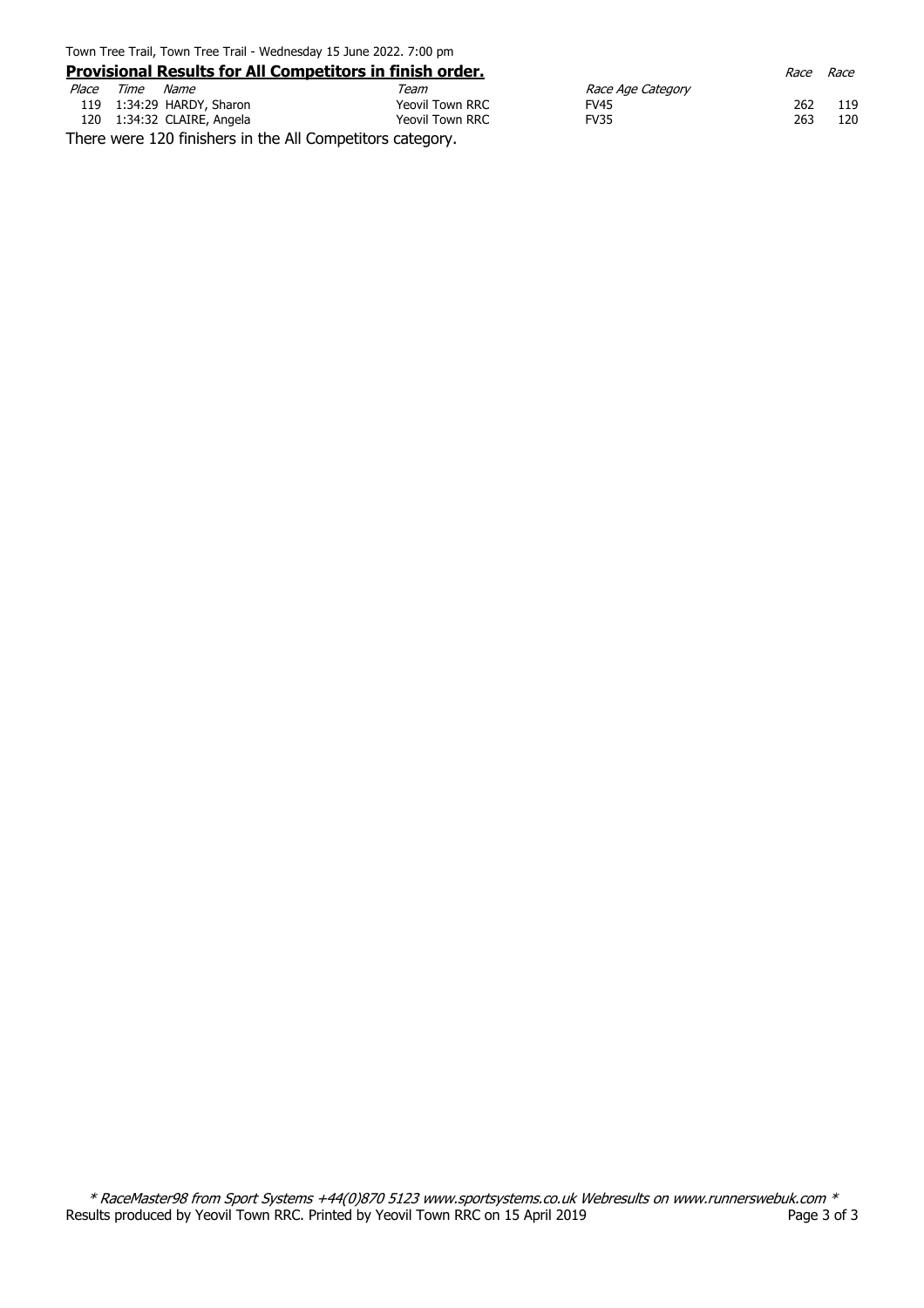Town Tree Trail, Town Tree Trail - Wednesday 15 June 2022. 7:00 pm

## Provisional Results for All Competitors in finish order.

| *Place* | *Time* | *Name* | *Team* | *Race Age Category* | *Race* | *Race* |
|---|---|---|---|---|---|---|
| 119 | 1:34:29 | HARDY, Sharon | Yeovil Town RRC | FV45 | 262 | 119 |
| 120 | 1:34:32 | CLAIRE, Angela | Yeovil Town RRC | FV35 | 263 | 120 |

There were 120 finishers in the All Competitors category.

*\* RaceMaster98 from Sport Systems +44(0)870 5123 www.sportsystems.co.uk Webresults on www.runnerswebuk.com \**

Results produced by Yeovil Town RRC. Printed by Yeovil Town RRC on 15 April 2019